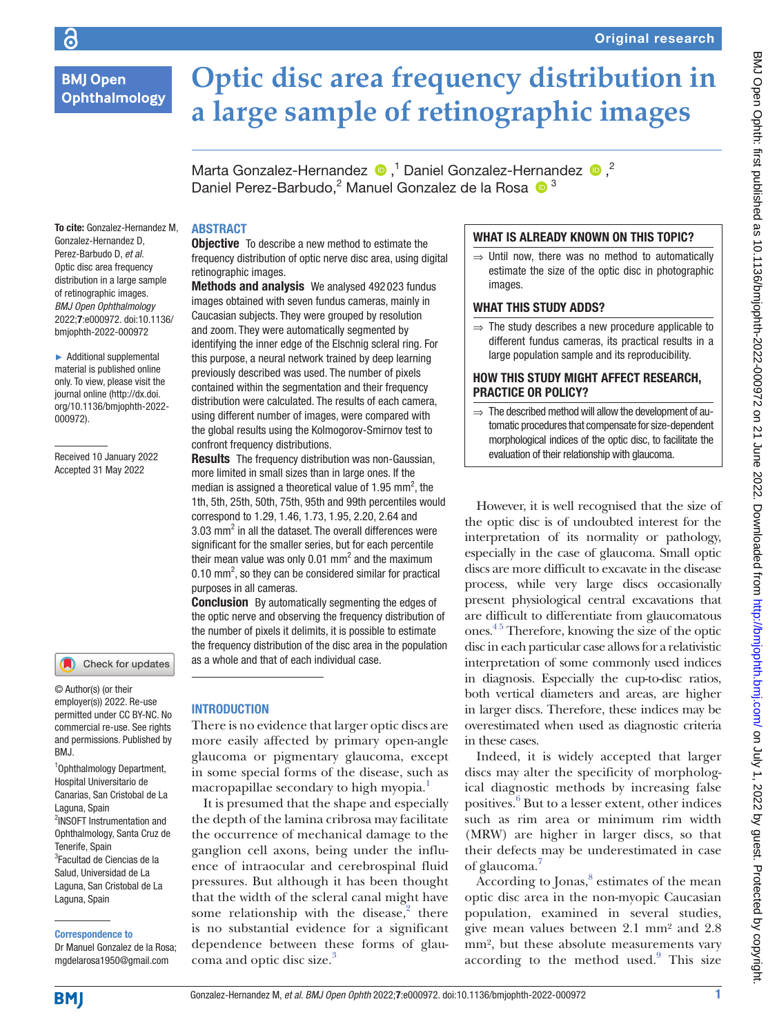# Optic disc area frequency distribution in a large sample of retinographic images

Marta Gonzalez-Hernandez,[1] Daniel Gonzalez-Hernandez,[2] Daniel Perez-Barbudo,[2] Manuel Gonzalez de la Rosa[3]

**To cite:** Gonzalez-Hernandez M, Gonzalez-Hernandez D, Perez-Barbudo D, *et al*. Optic disc area frequency distribution in a large sample of retinographic images. *BMJ Open Ophthalmology* 2022;**7**:e000972. doi:10.1136/bmjophth-2022-000972

► Additional supplemental material is published online only. To view, please visit the journal online (http://dx.doi.org/10.1136/bmjophth-2022-000972).

Received 10 January 2022
Accepted 31 May 2022

© Author(s) (or their employer(s)) 2022. Re-use permitted under CC BY-NC. No commercial re-use. See rights and permissions. Published by BMJ.

[1]Ophthalmology Department, Hospital Universitario de Canarias, San Cristobal de La Laguna, Spain
[2]INSOFT Instrumentation and Ophthalmology, Santa Cruz de Tenerife, Spain
[3]Facultad de Ciencias de la Salud, Universidad de La Laguna, San Cristobal de La Laguna, Spain

**Correspondence to**
Dr Manuel Gonzalez de la Rosa; mgdelarosa1950@gmail.com

## ABSTRACT

**Objective** To describe a new method to estimate the frequency distribution of optic nerve disc area, using digital retinographic images.

**Methods and analysis** We analysed 492 023 fundus images obtained with seven fundus cameras, mainly in Caucasian subjects. They were grouped by resolution and zoom. They were automatically segmented by identifying the inner edge of the Elschnig scleral ring. For this purpose, a neural network trained by deep learning previously described was used. The number of pixels contained within the segmentation and their frequency distribution were calculated. The results of each camera, using different number of images, were compared with the global results using the Kolmogorov-Smirnov test to confront frequency distributions.

**Results** The frequency distribution was non-Gaussian, more limited in small sizes than in large ones. If the median is assigned a theoretical value of 1.95 mm$^2$, the 1th, 5th, 25th, 50th, 75th, 95th and 99th percentiles would correspond to 1.29, 1.46, 1.73, 1.95, 2.20, 2.64 and 3.03 mm$^2$ in all the dataset. The overall differences were significant for the smaller series, but for each percentile their mean value was only 0.01 mm$^2$ and the maximum 0.10 mm$^2$, so they can be considered similar for practical purposes in all cameras.

**Conclusion** By automatically segmenting the edges of the optic nerve and observing the frequency distribution of the number of pixels it delimits, it is possible to estimate the frequency distribution of the disc area in the population as a whole and that of each individual case.

### WHAT IS ALREADY KNOWN ON THIS TOPIC?

⇒ Until now, there was no method to automatically estimate the size of the optic disc in photographic images.

### WHAT THIS STUDY ADDS?

⇒ The study describes a new procedure applicable to different fundus cameras, its practical results in a large population sample and its reproducibility.

### HOW THIS STUDY MIGHT AFFECT RESEARCH, PRACTICE OR POLICY?

⇒ The described method will allow the development of automatic procedures that compensate for size-dependent morphological indices of the optic disc, to facilitate the evaluation of their relationship with glaucoma.

## INTRODUCTION

There is no evidence that larger optic discs are more easily affected by primary open-angle glaucoma or pigmentary glaucoma, except in some special forms of the disease, such as macropapillae secondary to high myopia.[1]

It is presumed that the shape and especially the depth of the lamina cribrosa may facilitate the occurrence of mechanical damage to the ganglion cell axons, being under the influence of intraocular and cerebrospinal fluid pressures. But although it has been thought that the width of the scleral canal might have some relationship with the disease,[2] there is no substantial evidence for a significant dependence between these forms of glaucoma and optic disc size.[3]

However, it is well recognised that the size of the optic disc is of undoubted interest for the interpretation of its normality or pathology, especially in the case of glaucoma. Small optic discs are more difficult to excavate in the disease process, while very large discs occasionally present physiological central excavations that are difficult to differentiate from glaucomatous ones.[4,5] Therefore, knowing the size of the optic disc in each particular case allows for a relativistic interpretation of some commonly used indices in diagnosis. Especially the cup-to-disc ratios, both vertical diameters and areas, are higher in larger discs. Therefore, these indices may be overestimated when used as diagnostic criteria in these cases.

Indeed, it is widely accepted that larger discs may alter the specificity of morphological diagnostic methods by increasing false positives.[6] But to a lesser extent, other indices such as rim area or minimum rim width (MRW) are higher in larger discs, so that their defects may be underestimated in case of glaucoma.[7]

According to Jonas,[8] estimates of the mean optic disc area in the non-myopic Caucasian population, examined in several studies, give mean values between 2.1 mm² and 2.8 mm², but these absolute measurements vary according to the method used.[9] This size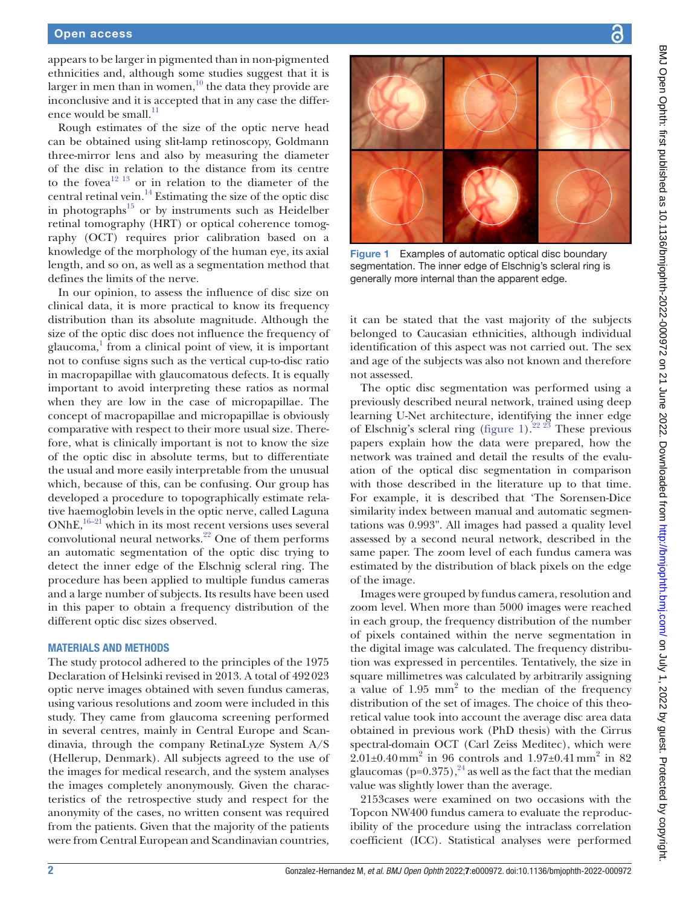appears to be larger in pigmented than in non-pigmented ethnicities and, although some studies suggest that it is larger in men than in women,[10] the data they provide are inconclusive and it is accepted that in any case the difference would be small.[11]

Rough estimates of the size of the optic nerve head can be obtained using slit-lamp retinoscopy, Goldmann three-mirror lens and also by measuring the diameter of the disc in relation to the distance from its centre to the fovea[12 13] or in relation to the diameter of the central retinal vein.[14] Estimating the size of the optic disc in photographs[15] or by instruments such as Heidelber retinal tomography (HRT) or optical coherence tomography (OCT) requires prior calibration based on a knowledge of the morphology of the human eye, its axial length, and so on, as well as a segmentation method that defines the limits of the nerve.

In our opinion, to assess the influence of disc size on clinical data, it is more practical to know its frequency distribution than its absolute magnitude. Although the size of the optic disc does not influence the frequency of glaucoma,[1] from a clinical point of view, it is important not to confuse signs such as the vertical cup-to-disc ratio in macropapillae with glaucomatous defects. It is equally important to avoid interpreting these ratios as normal when they are low in the case of micropapillae. The concept of macropapillae and micropapillae is obviously comparative with respect to their more usual size. Therefore, what is clinically important is not to know the size of the optic disc in absolute terms, but to differentiate the usual and more easily interpretable from the unusual which, because of this, can be confusing. Our group has developed a procedure to topographically estimate relative haemoglobin levels in the optic nerve, called Laguna ONhE,[16–21] which in its most recent versions uses several convolutional neural networks.[22] One of them performs an automatic segmentation of the optic disc trying to detect the inner edge of the Elschnig scleral ring. The procedure has been applied to multiple fundus cameras and a large number of subjects. Its results have been used in this paper to obtain a frequency distribution of the different optic disc sizes observed.

## MATERIALS AND METHODS

The study protocol adhered to the principles of the 1975 Declaration of Helsinki revised in 2013. A total of 492 023 optic nerve images obtained with seven fundus cameras, using various resolutions and zoom were included in this study. They came from glaucoma screening performed in several centres, mainly in Central Europe and Scandinavia, through the company RetinaLyze System A/S (Hellerup, Denmark). All subjects agreed to the use of the images for medical research, and the system analyses the images completely anonymously. Given the characteristics of the retrospective study and respect for the anonymity of the cases, no written consent was required from the patients. Given that the majority of the patients were from Central European and Scandinavian countries, it can be stated that the vast majority of the subjects belonged to Caucasian ethnicities, although individual identification of this aspect was not carried out. The sex and age of the subjects was also not known and therefore not assessed.

Figure 1 Examples of automatic optical disc boundary segmentation. The inner edge of Elschnig's scleral ring is generally more internal than the apparent edge.

The optic disc segmentation was performed using a previously described neural network, trained using deep learning U-Net architecture, identifying the inner edge of Elschnig's scleral ring (figure 1).[22 23] These previous papers explain how the data were prepared, how the network was trained and detail the results of the evaluation of the optical disc segmentation in comparison with those described in the literature up to that time. For example, it is described that 'The Sorensen-Dice similarity index between manual and automatic segmentations was 0.993". All images had passed a quality level assessed by a second neural network, described in the same paper. The zoom level of each fundus camera was estimated by the distribution of black pixels on the edge of the image.

Images were grouped by fundus camera, resolution and zoom level. When more than 5000 images were reached in each group, the frequency distribution of the number of pixels contained within the nerve segmentation in the digital image was calculated. The frequency distribution was expressed in percentiles. Tentatively, the size in square millimetres was calculated by arbitrarily assigning a value of 1.95 $mm^2$ to the median of the frequency distribution of the set of images. The choice of this theoretical value took into account the average disc area data obtained in previous work (PhD thesis) with the Cirrus spectral-domain OCT (Carl Zeiss Meditec), which were $2.01\pm0.40\,mm^2$ in 96 controls and $1.97\pm0.41\,mm^2$ in 82 glaucomas ($p=0.375$),[24] as well as the fact that the median value was slightly lower than the average.

2153cases were examined on two occasions with the Topcon NW400 fundus camera to evaluate the reproducibility of the procedure using the intraclass correlation coefficient (ICC). Statistical analyses were performed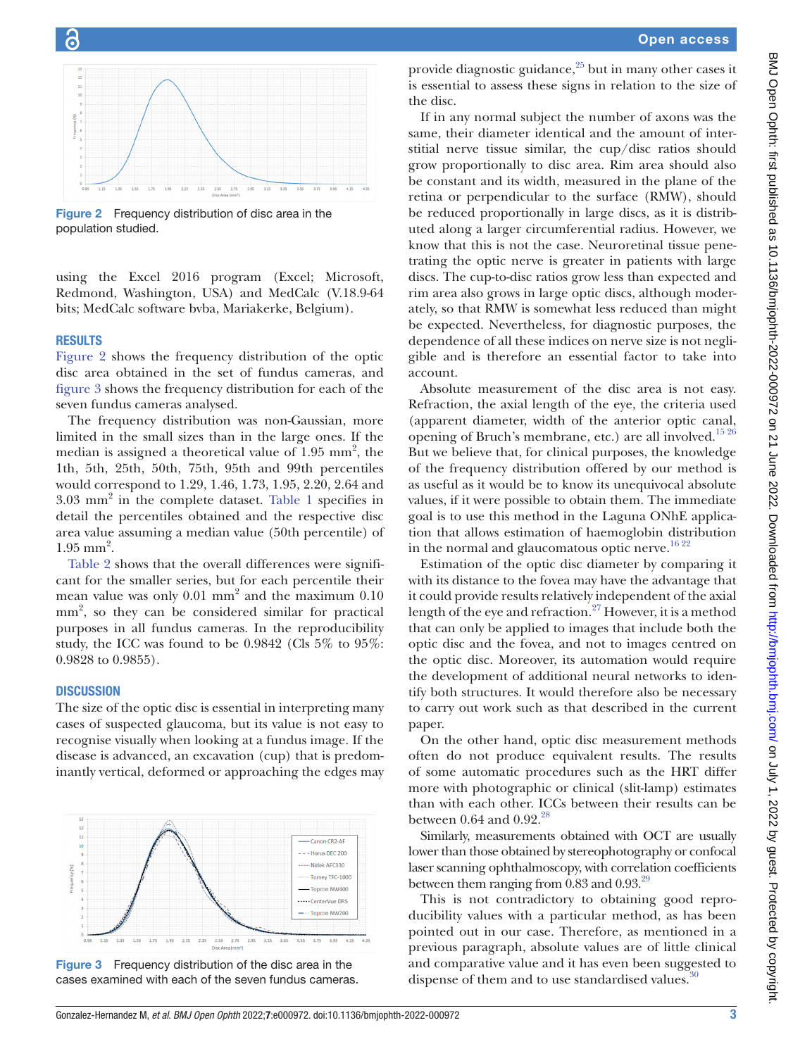Figure 2 Frequency distribution of disc area in the population studied.

using the Excel 2016 program (Excel; Microsoft, Redmond, Washington, USA) and MedCalc (V.18.9-64 bits; MedCalc software bvba, Mariakerke, Belgium).

## RESULTS

Figure 2 shows the frequency distribution of the optic disc area obtained in the set of fundus cameras, and figure 3 shows the frequency distribution for each of the seven fundus cameras analysed.

The frequency distribution was non-Gaussian, more limited in the small sizes than in the large ones. If the median is assigned a theoretical value of 1.95 $mm^2$, the 1th, 5th, 25th, 50th, 75th, 95th and 99th percentiles would correspond to 1.29, 1.46, 1.73, 1.95, 2.20, 2.64 and 3.03 $mm^2$ in the complete dataset. Table 1 specifies in detail the percentiles obtained and the respective disc area value assuming a median value (50th percentile) of 1.95 $mm^2$.

Table 2 shows that the overall differences were significant for the smaller series, but for each percentile their mean value was only 0.01 $mm^2$ and the maximum 0.10 $mm^2$, so they can be considered similar for practical purposes in all fundus cameras. In the reproducibility study, the ICC was found to be 0.9842 (CIs 5% to 95%: 0.9828 to 0.9855).

## DISCUSSION

The size of the optic disc is essential in interpreting many cases of suspected glaucoma, but its value is not easy to recognise visually when looking at a fundus image. If the disease is advanced, an excavation (cup) that is predominantly vertical, deformed or approaching the edges may provide diagnostic guidance,[25] but in many other cases it is essential to assess these signs in relation to the size of the disc.

If in any normal subject the number of axons was the same, their diameter identical and the amount of interstitial nerve tissue similar, the cup/disc ratios should grow proportionally to disc area. Rim area should also be constant and its width, measured in the plane of the retina or perpendicular to the surface (RMW), should be reduced proportionally in large discs, as it is distributed along a larger circumferential radius. However, we know that this is not the case. Neuroretinal tissue penetrating the optic nerve is greater in patients with large discs. The cup-to-disc ratios grow less than expected and rim area also grows in large optic discs, although moderately, so that RMW is somewhat less reduced than might be expected. Nevertheless, for diagnostic purposes, the dependence of all these indices on nerve size is not negligible and is therefore an essential factor to take into account.

Absolute measurement of the disc area is not easy. Refraction, the axial length of the eye, the criteria used (apparent diameter, width of the anterior optic canal, opening of Bruch's membrane, etc.) are all involved.[15,26] But we believe that, for clinical purposes, the knowledge of the frequency distribution offered by our method is as useful as it would be to know its unequivocal absolute values, if it were possible to obtain them. The immediate goal is to use this method in the Laguna ONhE application that allows estimation of haemoglobin distribution in the normal and glaucomatous optic nerve.[16,22]

Estimation of the optic disc diameter by comparing it with its distance to the fovea may have the advantage that it could provide results relatively independent of the axial length of the eye and refraction.[27] However, it is a method that can only be applied to images that include both the optic disc and the fovea, and not to images centred on the optic disc. Moreover, its automation would require the development of additional neural networks to identify both structures. It would therefore also be necessary to carry out work such as that described in the current paper.

On the other hand, optic disc measurement methods often do not produce equivalent results. The results of some automatic procedures such as the HRT differ more with photographic or clinical (slit-lamp) estimates than with each other. ICCs between their results can be between 0.64 and 0.92.[28]

Similarly, measurements obtained with OCT are usually lower than those obtained by stereophotography or confocal laser scanning ophthalmoscopy, with correlation coefficients between them ranging from 0.83 and 0.93.[29]

This is not contradictory to obtaining good reproducibility values with a particular method, as has been pointed out in our case. Therefore, as mentioned in a previous paragraph, absolute values are of little clinical and comparative value and it has even been suggested to dispense of them and to use standardised values.[30]

Figure 3 Frequency distribution of the disc area in the cases examined with each of the seven fundus cameras.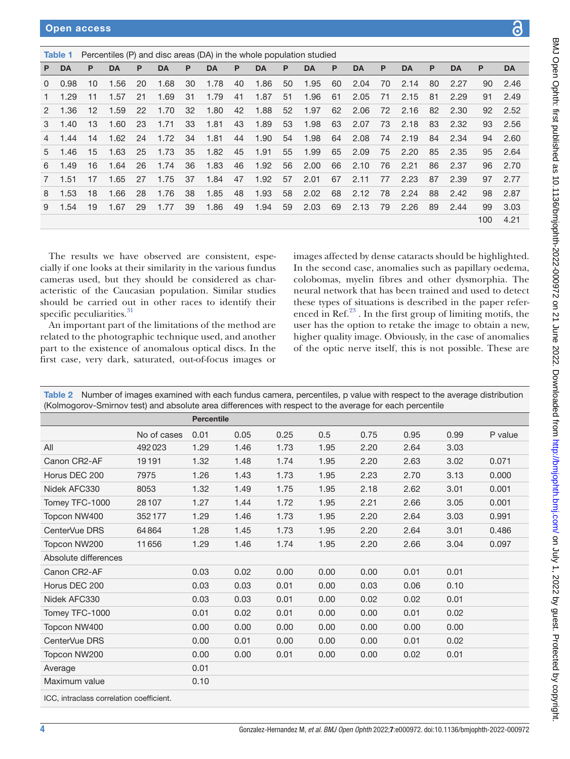**Table 1** Percentiles (P) and disc areas (DA) in the whole population studied

| P | DA | P | DA | P | DA | P | DA | P | DA | P | DA | P | DA | P | DA | P | DA | P | DA |
|---|---|---|---|---|---|---|---|---|---|---|---|---|---|---|---|---|---|---|---|
| 0 | 0.98 | 10 | 1.56 | 20 | 1.68 | 30 | 1.78 | 40 | 1.86 | 50 | 1.95 | 60 | 2.04 | 70 | 2.14 | 80 | 2.27 | 90 | 2.46 |
| 1 | 1.29 | 11 | 1.57 | 21 | 1.69 | 31 | 1.79 | 41 | 1.87 | 51 | 1.96 | 61 | 2.05 | 71 | 2.15 | 81 | 2.29 | 91 | 2.49 |
| 2 | 1.36 | 12 | 1.59 | 22 | 1.70 | 32 | 1.80 | 42 | 1.88 | 52 | 1.97 | 62 | 2.06 | 72 | 2.16 | 82 | 2.30 | 92 | 2.52 |
| 3 | 1.40 | 13 | 1.60 | 23 | 1.71 | 33 | 1.81 | 43 | 1.89 | 53 | 1.98 | 63 | 2.07 | 73 | 2.18 | 83 | 2.32 | 93 | 2.56 |
| 4 | 1.44 | 14 | 1.62 | 24 | 1.72 | 34 | 1.81 | 44 | 1.90 | 54 | 1.98 | 64 | 2.08 | 74 | 2.19 | 84 | 2.34 | 94 | 2.60 |
| 5 | 1.46 | 15 | 1.63 | 25 | 1.73 | 35 | 1.82 | 45 | 1.91 | 55 | 1.99 | 65 | 2.09 | 75 | 2.20 | 85 | 2.35 | 95 | 2.64 |
| 6 | 1.49 | 16 | 1.64 | 26 | 1.74 | 36 | 1.83 | 46 | 1.92 | 56 | 2.00 | 66 | 2.10 | 76 | 2.21 | 86 | 2.37 | 96 | 2.70 |
| 7 | 1.51 | 17 | 1.65 | 27 | 1.75 | 37 | 1.84 | 47 | 1.92 | 57 | 2.01 | 67 | 2.11 | 77 | 2.23 | 87 | 2.39 | 97 | 2.77 |
| 8 | 1.53 | 18 | 1.66 | 28 | 1.76 | 38 | 1.85 | 48 | 1.93 | 58 | 2.02 | 68 | 2.12 | 78 | 2.24 | 88 | 2.42 | 98 | 2.87 |
| 9 | 1.54 | 19 | 1.67 | 29 | 1.77 | 39 | 1.86 | 49 | 1.94 | 59 | 2.03 | 69 | 2.13 | 79 | 2.26 | 89 | 2.44 | 99 | 3.03 |
| | | | | | | | | | | | | | | | | | | 100 | 4.21 |

The results we have observed are consistent, especially if one looks at their similarity in the various fundus cameras used, but they should be considered as characteristic of the Caucasian population. Similar studies should be carried out in other races to identify their specific peculiarities.[31]

An important part of the limitations of the method are related to the photographic technique used, and another part to the existence of anomalous optical discs. In the first case, very dark, saturated, out-of-focus images or images affected by dense cataracts should be highlighted. In the second case, anomalies such as papillary oedema, colobomas, myelin fibres and other dysmorphia. The neural network that has been trained and used to detect these types of situations is described in the paper referenced in Ref.[23]. In the first group of limiting motifs, the user has the option to retake the image to obtain a new, higher quality image. Obviously, in the case of anomalies of the optic nerve itself, this is not possible. These are

**Table 2** Number of images examined with each fundus camera, percentiles, p value with respect to the average distribution (Kolmogorov-Smirnov test) and absolute area differences with respect to the average for each percentile

| | | Percentile | | | | | | | |
|---|---|---|---|---|---|---|---|---|---|
| | No of cases | 0.01 | 0.05 | 0.25 | 0.5 | 0.75 | 0.95 | 0.99 | P value |
| All | 492 023 | 1.29 | 1.46 | 1.73 | 1.95 | 2.20 | 2.64 | 3.03 | |
| Canon CR2-AF | 19 191 | 1.32 | 1.48 | 1.74 | 1.95 | 2.20 | 2.63 | 3.02 | 0.071 |
| Horus DEC 200 | 7975 | 1.26 | 1.43 | 1.73 | 1.95 | 2.23 | 2.70 | 3.13 | 0.000 |
| Nidek AFC330 | 8053 | 1.32 | 1.49 | 1.75 | 1.95 | 2.18 | 2.62 | 3.01 | 0.001 |
| Tomey TFC-1000 | 28 107 | 1.27 | 1.44 | 1.72 | 1.95 | 2.21 | 2.66 | 3.05 | 0.001 |
| Topcon NW400 | 352 177 | 1.29 | 1.46 | 1.73 | 1.95 | 2.20 | 2.64 | 3.03 | 0.991 |
| CenterVue DRS | 64 864 | 1.28 | 1.45 | 1.73 | 1.95 | 2.20 | 2.64 | 3.01 | 0.486 |
| Topcon NW200 | 11 656 | 1.29 | 1.46 | 1.74 | 1.95 | 2.20 | 2.66 | 3.04 | 0.097 |
| Absolute differences | | | | | | | | | |
| Canon CR2-AF | | 0.03 | 0.02 | 0.00 | 0.00 | 0.00 | 0.01 | 0.01 | |
| Horus DEC 200 | | 0.03 | 0.03 | 0.01 | 0.00 | 0.03 | 0.06 | 0.10 | |
| Nidek AFC330 | | 0.03 | 0.03 | 0.01 | 0.00 | 0.02 | 0.02 | 0.01 | |
| Tomey TFC-1000 | | 0.01 | 0.02 | 0.01 | 0.00 | 0.00 | 0.01 | 0.02 | |
| Topcon NW400 | | 0.00 | 0.00 | 0.00 | 0.00 | 0.00 | 0.00 | 0.00 | |
| CenterVue DRS | | 0.00 | 0.01 | 0.00 | 0.00 | 0.00 | 0.01 | 0.02 | |
| Topcon NW200 | | 0.00 | 0.00 | 0.01 | 0.00 | 0.00 | 0.02 | 0.01 | |
| Average | | 0.01 | | | | | | | |
| Maximum value | | 0.10 | | | | | | | |

ICC, intraclass correlation coefficient.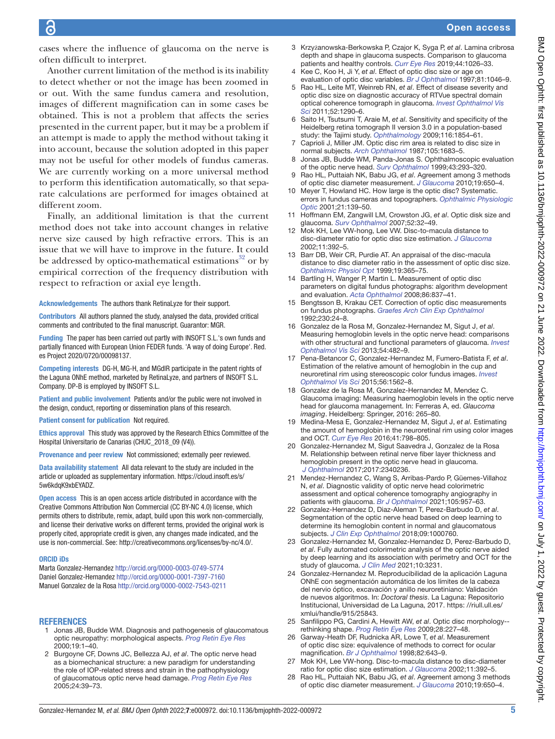cases where the influence of glaucoma on the nerve is often difficult to interpret.

Another current limitation of the method is its inability to detect whether or not the image has been zoomed in or out. With the same fundus camera and resolution, images of different magnification can in some cases be obtained. This is not a problem that affects the series presented in the current paper, but it may be a problem if an attempt is made to apply the method without taking it into account, because the solution adopted in this paper may not be useful for other models of fundus cameras. We are currently working on a more universal method to perform this identification automatically, so that separate calculations are performed for images obtained at different zoom.

Finally, an additional limitation is that the current method does not take into account changes in relative nerve size caused by high refractive errors. This is an issue that we will have to improve in the future. It could be addressed by optico-mathematical estimations[32] or by empirical correction of the frequency distribution with respect to refraction or axial eye length.

**Acknowledgements** The authors thank RetinaLyze for their support.

**Contributors** All authors planned the study, analysed the data, provided critical comments and contributed to the final manuscript. Guarantor: MGR.

**Funding** The paper has been carried out partly with INSOFT S.L.'s own funds and partially financed with European Union FEDER funds. 'A way of doing Europe'. Red. es Project 2020/0720/00098137.

**Competing interests** DG-H, MG-H, and MGdlR participate in the patent rights of the Laguna ONhE method, marketed by RetinaLyze, and partners of INSOFT S.L. Company. DP-B is employed by INSOFT S.L.

**Patient and public involvement** Patients and/or the public were not involved in the design, conduct, reporting or dissemination plans of this research.

**Patient consent for publication** Not required.

**Ethics approval** This study was approved by the Research Ethics Committee of the Hospital Universitario de Canarias (CHUC_2018_09 (V4)).

**Provenance and peer review** Not commissioned; externally peer reviewed.

**Data availability statement** All data relevant to the study are included in the article or uploaded as supplementary information. https://cloud.insoft.es/s/5w6kdqK9xbEYADZ.

**Open access** This is an open access article distributed in accordance with the Creative Commons Attribution Non Commercial (CC BY-NC 4.0) license, which permits others to distribute, remix, adapt, build upon this work non-commercially, and license their derivative works on different terms, provided the original work is properly cited, appropriate credit is given, any changes made indicated, and the use is non-commercial. See: http://creativecommons.org/licenses/by-nc/4.0/.

**ORCID iDs**

Marta Gonzalez-Hernandez http://orcid.org/0000-0003-0749-5774
Daniel Gonzalez-Hernandez http://orcid.org/0000-0001-7397-7160
Manuel Gonzalez de la Rosa http://orcid.org/0000-0002-7543-0211

## REFERENCES

1. Jonas JB, Budde WM. Diagnosis and pathogenesis of glaucomatous optic neuropathy: morphological aspects. *Prog Retin Eye Res* 2000;19:1–40.
2. Burgoyne CF, Downs JC, Bellezza AJ, *et al*. The optic nerve head as a biomechanical structure: a new paradigm for understanding the role of IOP-related stress and strain in the pathophysiology of glaucomatous optic nerve head damage. *Prog Retin Eye Res* 2005;24:39–73.
3. Krzyżanowska-Berkowska P, Czajor K, Syga P, *et al*. Lamina cribrosa depth and shape in glaucoma suspects. Comparison to glaucoma patients and healthy controls. *Curr Eye Res* 2019;44:1026–33.
4. Kee C, Koo H, Ji Y, *et al*. Effect of optic disc size or age on evaluation of optic disc variables. *Br J Ophthalmol* 1997;81:1046–9.
5. Rao HL, Leite MT, Weinreb RN, *et al*. Effect of disease severity and optic disc size on diagnostic accuracy of RTVue spectral domain optical coherence tomograph in glaucoma. *Invest Ophthalmol Vis Sci* 2011;52:1290–6.
6. Saito H, Tsutsumi T, Araie M, *et al*. Sensitivity and specificity of the Heidelberg retina tomograph II version 3.0 in a population-based study: the Tajimi study. *Ophthalmology* 2009;116:1854–61.
7. Caprioli J, Miller JM. Optic disc rim area is related to disc size in normal subjects. *Arch Ophthalmol* 1987;105:1683–5.
8. Jonas JB, Budde WM, Panda-Jonas S. Ophthalmoscopic evaluation of the optic nerve head. *Surv Ophthalmol* 1999;43:293–320.
9. Rao HL, Puttaiah NK, Babu JG, *et al*. Agreement among 3 methods of optic disc diameter measurement. *J Glaucoma* 2010;19:650–4.
10. Meyer T, Howland HC. How large is the optic disc? Systematic. errors in fundus cameras and topographers. *Ophthalmic Physiologic Optic* 2001;21:139–50.
11. Hoffmann EM, Zangwill LM, Crowston JG, *et al*. Optic disk size and glaucoma. *Surv Ophthalmol* 2007;52:32–49.
12. Mok KH, Lee VW-hong, Lee VW. Disc-to-macula distance to disc-diameter ratio for optic disc size estimation. *J Glaucoma* 2002;11:392–5.
13. Barr DB, Weir CR, Purdie AT. An appraisal of the disc-macula distance to disc diameter ratio in the assessment of optic disc size. *Ophthalmic Physiol Opt* 1999;19:365–75.
14. Bartling H, Wanger P, Martin L. Measurement of optic disc parameters on digital fundus photographs: algorithm development and evaluation. *Acta Ophthalmol* 2008;86:837–41.
15. Bengtsson B, Krakau CET. Correction of optic disc measurements on fundus photographs. *Graefes Arch Clin Exp Ophthalmol* 1992;230:24–8.
16. Gonzalez de la Rosa M, Gonzalez-Hernandez M, Sigut J, *et al*. Measuring hemoglobin levels in the optic nerve head: comparisons with other structural and functional parameters of glaucoma. *Invest Ophthalmol Vis Sci* 2013;54:482–9.
17. Pena-Betancor C, Gonzalez-Hernandez M, Fumero-Batista F, *et al*. Estimation of the relative amount of hemoglobin in the cup and neuroretinal rim using stereoscopic color fundus images. *Invest Ophthalmol Vis Sci* 2015;56:1562–8.
18. Gonzalez de la Rosa M, Gonzalez-Hernandez M, Mendez C. Glaucoma imaging: Measuring haemoglobin levels in the optic nerve head for glaucoma management. In: Ferreras A, ed. *Glaucoma imaging*. Heidelberg: Springer, 2016: 265–80.
19. Medina-Mesa E, Gonzalez-Hernandez M, Sigut J, *et al*. Estimating the amount of hemoglobin in the neuroretinal rim using color images and OCT. *Curr Eye Res* 2016;41:798–805.
20. Gonzalez-Hernandez M, Sigut Saavedra J, Gonzalez de la Rosa M. Relationship between retinal nerve fiber layer thickness and hemoglobin present in the optic nerve head in glaucoma. *J Ophthalmol* 2017;2017:2340236.
21. Mendez-Hernandez C, Wang S, Arribas-Pardo P, Güemes-Villahoz N, *et al*. Diagnostic validity of optic nerve head colorimetric assessment and optical coherence tomography angiography in patients with glaucoma. *Br J Ophthalmol* 2021;105:957–63.
22. Gonzalez-Hernandez D, Diaz-Aleman T, Perez-Barbudo D, *et al*. Segmentation of the optic nerve head based on deep learning to determine its hemoglobin content in normal and glaucomatous subjects. *J Clin Exp Ophthalmol* 2018;09:1000760.
23. Gonzalez-Hernandez M, Gonzalez-Hernandez D, Perez-Barbudo D, *et al*. Fully automated colorimetric analysis of the optic nerve aided by deep learning and its association with perimetry and OCT for the study of glaucoma. *J Clin Med* 2021;10:3231.
24. Gonzalez-Hernandez M. Reproducibilidad de la aplicación Laguna ONhE con segmentación automática de los límites de la cabeza del nervio óptico, excavación y anillo neurorretiniano: Validación de nuevos algoritmos. In: *Doctoral thesis*. La Laguna: Repositorio Institucional, Universidad de La Laguna, 2017. https://riull.ull.es/xmlui/handle/915/25843.
25. Sanfilippo PG, Cardini A, Hewitt AW, *et al*. Optic disc morphology--rethinking shape. *Prog Retin Eye Res* 2009;28:227–48.
26. Garway-Heath DF, Rudnicka AR, Lowe T, *et al*. Measurement of optic disc size: equivalence of methods to correct for ocular magnification. *Br J Ophthalmol* 1998;82:643–9.
27. Mok KH, Lee VW-hong. Disc-to-macula distance to disc-diameter ratio for optic disc size estimation. *J Glaucoma* 2002;11:392–5.
28. Rao HL, Puttaiah NK, Babu JG, *et al*. Agreement among 3 methods of optic disc diameter measurement. *J Glaucoma* 2010;19:650–4.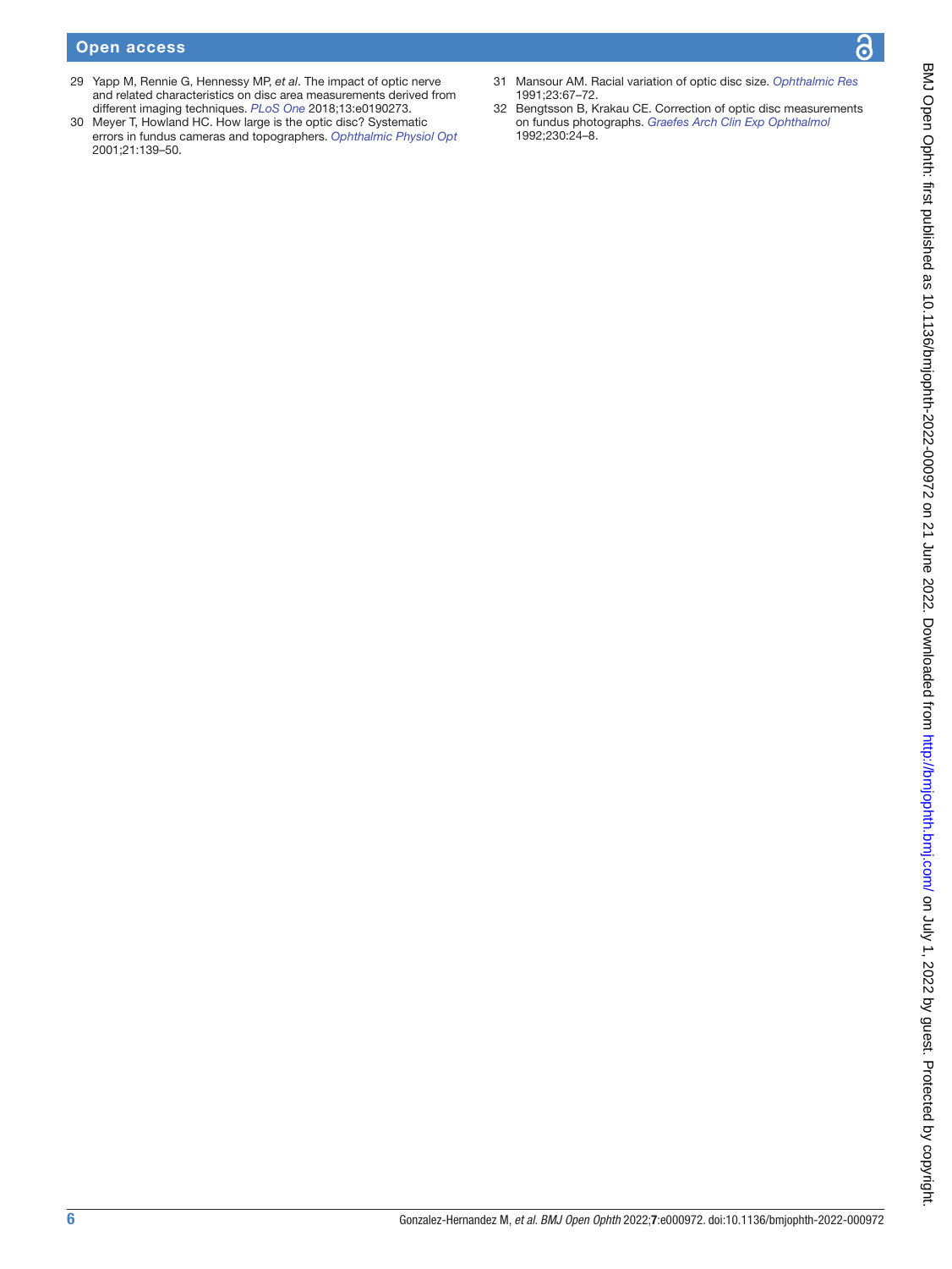29 Yapp M, Rennie G, Hennessy MP, *et al*. The impact of optic nerve and related characteristics on disc area measurements derived from different imaging techniques. *PLoS One* 2018;13:e0190273.

30 Meyer T, Howland HC. How large is the optic disc? Systematic errors in fundus cameras and topographers. *Ophthalmic Physiol Opt* 2001;21:139–50.

31 Mansour AM. Racial variation of optic disc size. *Ophthalmic Res* 1991;23:67–72.

32 Bengtsson B, Krakau CE. Correction of optic disc measurements on fundus photographs. *Graefes Arch Clin Exp Ophthalmol* 1992;230:24–8.